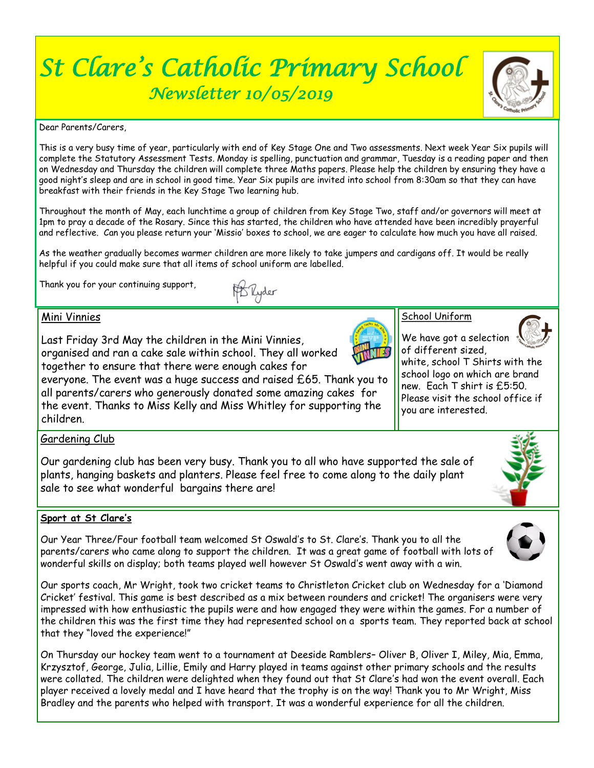# St Clare's Catholic Primary School

## Newsletter 10/05/2019

Dear Parents/Carers,

This is a very busy time of year, particularly with end of Key Stage One and Two assessments. Next week Year Six pupils will complete the Statutory Assessment Tests. Monday is spelling, punctuation and grammar, Tuesday is a reading paper and then on Wednesday and Thursday the children will complete three Maths papers. Please help the children by ensuring they have a good night's sleep and are in school in good time. Year Six pupils are invited into school from 8:30am so that they can have breakfast with their friends in the Key Stage Two learning hub.

Throughout the month of May, each lunchtime a group of children from Key Stage Two, staff and/or governors will meet at 1pm to pray a decade of the Rosary. Since this has started, the children who have attended have been incredibly prayerful and reflective. Can you please return your 'Missio' boxes to school, we are eager to calculate how much you have all raised.

As the weather gradually becomes warmer children are more likely to take jumpers and cardigans off. It would be really helpful if you could make sure that all items of school uniform are labelled.

Thank you for your continuing support,

M Ryder

### Mini Vinnies

Last Friday 3rd May the children in the Mini Vinnies, organised and ran a cake sale within school. They all worked together to ensure that there were enough cakes for everyone. The event was a huge success and raised £65. Thank you to all parents/carers who generously donated some amazing cakes for the event. Thanks to Miss Kelly and Miss Whitley for supporting the children.

### School Uniform

We have got a selection of different sized, white, school T Shirts with the school logo on which are brand new. Each T shirt is £5:50. Please visit the school office if you are interested.

### Gardening Club

Our gardening club has been very busy. Thank you to all who have supported the sale of plants, hanging baskets and planters. Please feel free to come along to the daily plant sale to see what wonderful bargains there are!

### **Sport at St Clare's**

Our Year Three/Four football team welcomed St Oswald's to St. Clare's. Thank you to all the parents/carers who came along to support the children. It was a great game of football with lots of wonderful skills on display; both teams played well however St Oswald's went away with a win.

Our sports coach, Mr Wright, took two cricket teams to Christleton Cricket club on Wednesday for a 'Diamond Cricket' festival. This game is best described as a mix between rounders and cricket! The organisers were very impressed with how enthusiastic the pupils were and how engaged they were within the games. For a number of the children this was the first time they had represented school on a sports team. They reported back at school that they "loved the experience!"

On Thursday our hockey team went to a tournament at Deeside Ramblers– Oliver B, Oliver I, Miley, Mia, Emma, Krzysztof, George, Julia, Lillie, Emily and Harry played in teams against other primary schools and the results were collated. The children were delighted when they found out that St Clare's had won the event overall. Each player received a lovely medal and I have heard that the trophy is on the way! Thank you to Mr Wright, Miss Bradley and the parents who helped with transport. It was a wonderful experience for all the children.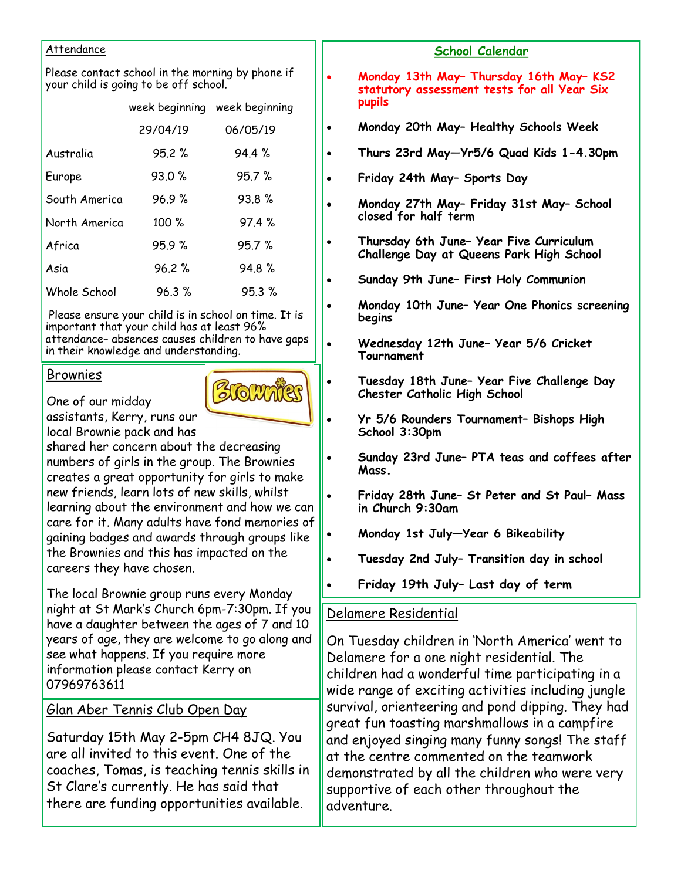## Attendance

Please contact school in the morning by phone if your child is going to be off school.

| | week beginning 29/04/19 | week beginning 06/05/19 |
|---|---|---|
| Australia | 95.2 % | 94.4 % |
| Europe | 93.0 % | 95.7 % |
| South America | 96.9 % | 93.8 % |
| North America | 100 % | 97.4 % |
| Africa | 95.9 % | 95.7 % |
| Asia | 96.2 % | 94.8 % |
| Whole School | 96.3 % | 95.3 % |

Please ensure your child is in school on time. It is important that your child has at least 96% attendance– absences causes children to have gaps in their knowledge and understanding.

## Brownies

One of our midday assistants, Kerry, runs our local Brownie pack and has shared her concern about the decreasing numbers of girls in the group. The Brownies creates a great opportunity for girls to make new friends, learn lots of new skills, whilst learning about the environment and how we can care for it. Many adults have fond memories of gaining badges and awards through groups like the Brownies and this has impacted on the careers they have chosen.

The local Brownie group runs every Monday night at St Mark's Church 6pm-7:30pm. If you have a daughter between the ages of 7 and 10 years of age, they are welcome to go along and see what happens. If you require more information please contact Kerry on 07969763611

## Glan Aber Tennis Club Open Day

Saturday 15th May 2-5pm CH4 8JQ. You are all invited to this event. One of the coaches, Tomas, is teaching tennis skills in St Clare's currently. He has said that there are funding opportunities available.

## School Calendar

- **Monday 13th May– Thursday 16th May– KS2 statutory assessment tests for all Year Six pupils**
- **Monday 20th May– Healthy Schools Week**
- **Thurs 23rd May—Yr5/6 Quad Kids 1-4.30pm**
- **Friday 24th May– Sports Day**
- **Monday 27th May– Friday 31st May– School closed for half term**
- **Thursday 6th June– Year Five Curriculum Challenge Day at Queens Park High School**
- **Sunday 9th June– First Holy Communion**
- **Monday 10th June– Year One Phonics screening begins**
- **Wednesday 12th June– Year 5/6 Cricket Tournament**
- **Tuesday 18th June– Year Five Challenge Day Chester Catholic High School**
- **Yr 5/6 Rounders Tournament– Bishops High School 3:30pm**
- **Sunday 23rd June– PTA teas and coffees after Mass.**
- **Friday 28th June– St Peter and St Paul– Mass in Church 9:30am**
- **Monday 1st July—Year 6 Bikeability**
- **Tuesday 2nd July– Transition day in school**
- **Friday 19th July– Last day of term**

## Delamere Residential

On Tuesday children in 'North America' went to Delamere for a one night residential. The children had a wonderful time participating in a wide range of exciting activities including jungle survival, orienteering and pond dipping. They had great fun toasting marshmallows in a campfire and enjoyed singing many funny songs! The staff at the centre commented on the teamwork demonstrated by all the children who were very supportive of each other throughout the adventure.